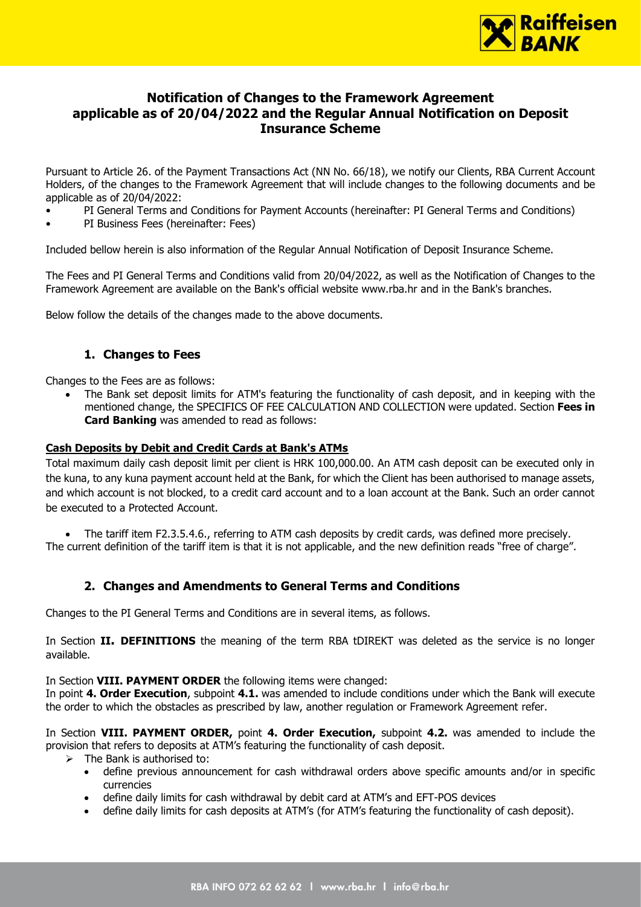# Notification of Changes to the Framework Agreement applicable as of 20/04/2022 and the Regular Annual Notification on Deposit Insurance Scheme

Pursuant to Article 26. of the Payment Transactions Act (NN No. 66/18), we notify our Clients, RBA Current Account Holders, of the changes to the Framework Agreement that will include changes to the following documents and be applicable as of 20/04/2022:

- PI General Terms and Conditions for Payment Accounts (hereinafter: PI General Terms and Conditions)
- PI Business Fees (hereinafter: Fees)

Included bellow herein is also information of the Regular Annual Notification of Deposit Insurance Scheme.

The Fees and PI General Terms and Conditions valid from 20/04/2022, as well as the Notification of Changes to the Framework Agreement are available on the Bank's official website www.rba.hr and in the Bank's branches.

Below follow the details of the changes made to the above documents.

## 1. Changes to Fees

Changes to the Fees are as follows:

- The Bank set deposit limits for ATM's featuring the functionality of cash deposit, and in keeping with the mentioned change, the SPECIFICS OF FEE CALCULATION AND COLLECTION were updated. Section **Fees in Card Banking** was amended to read as follows:

**Cash Deposits by Debit and Credit Cards at Bank's ATMs**

Total maximum daily cash deposit limit per client is HRK 100,000.00. An ATM cash deposit can be executed only in the kuna, to any kuna payment account held at the Bank, for which the Client has been authorised to manage assets, and which account is not blocked, to a credit card account and to a loan account at the Bank. Such an order cannot be executed to a Protected Account.

- The tariff item F2.3.5.4.6., referring to ATM cash deposits by credit cards, was defined more precisely.

The current definition of the tariff item is that it is not applicable, and the new definition reads "free of charge".

## 2. Changes and Amendments to General Terms and Conditions

Changes to the PI General Terms and Conditions are in several items, as follows.

In Section **II. DEFINITIONS** the meaning of the term RBA tDIREKT was deleted as the service is no longer available.

In Section **VIII. PAYMENT ORDER** the following items were changed:
In point **4. Order Execution**, subpoint **4.1.** was amended to include conditions under which the Bank will execute the order to which the obstacles as prescribed by law, another regulation or Framework Agreement refer.

In Section **VIII. PAYMENT ORDER,** point **4. Order Execution,** subpoint **4.2.** was amended to include the provision that refers to deposits at ATM's featuring the functionality of cash deposit.

- The Bank is authorised to:
  - define previous announcement for cash withdrawal orders above specific amounts and/or in specific currencies
  - define daily limits for cash withdrawal by debit card at ATM's and EFT-POS devices
  - define daily limits for cash deposits at ATM's (for ATM's featuring the functionality of cash deposit).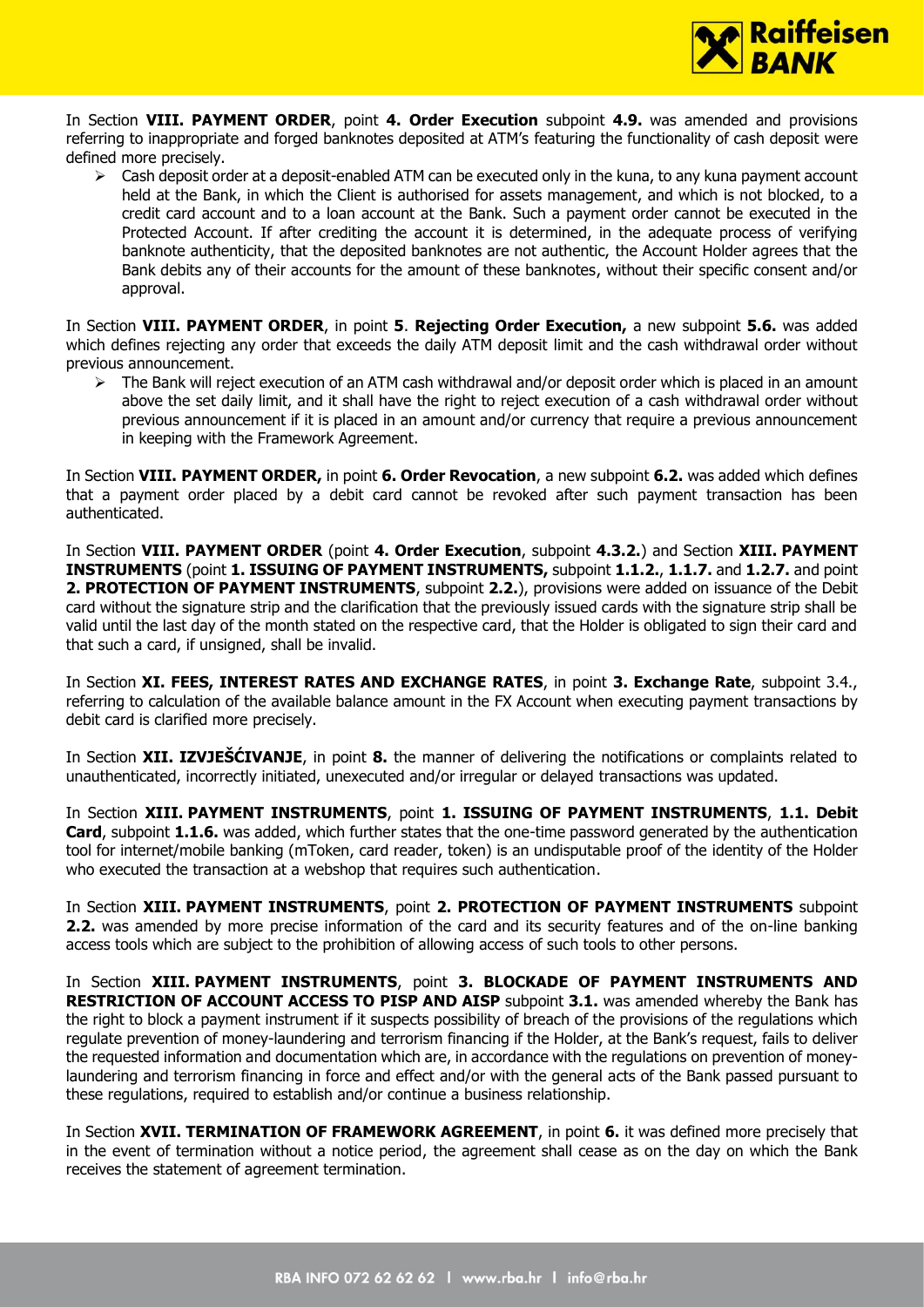In Section **VIII. PAYMENT ORDER**, point **4. Order Execution** subpoint **4.9.** was amended and provisions referring to inappropriate and forged banknotes deposited at ATM's featuring the functionality of cash deposit were defined more precisely.

- Cash deposit order at a deposit-enabled ATM can be executed only in the kuna, to any kuna payment account held at the Bank, in which the Client is authorised for assets management, and which is not blocked, to a credit card account and to a loan account at the Bank. Such a payment order cannot be executed in the Protected Account. If after crediting the account it is determined, in the adequate process of verifying banknote authenticity, that the deposited banknotes are not authentic, the Account Holder agrees that the Bank debits any of their accounts for the amount of these banknotes, without their specific consent and/or approval.

In Section **VIII. PAYMENT ORDER**, in point **5**. **Rejecting Order Execution,** a new subpoint **5.6.** was added which defines rejecting any order that exceeds the daily ATM deposit limit and the cash withdrawal order without previous announcement.

- The Bank will reject execution of an ATM cash withdrawal and/or deposit order which is placed in an amount above the set daily limit, and it shall have the right to reject execution of a cash withdrawal order without previous announcement if it is placed in an amount and/or currency that require a previous announcement in keeping with the Framework Agreement.

In Section **VIII. PAYMENT ORDER,** in point **6. Order Revocation**, a new subpoint **6.2.** was added which defines that a payment order placed by a debit card cannot be revoked after such payment transaction has been authenticated.

In Section **VIII. PAYMENT ORDER** (point **4. Order Execution**, subpoint **4.3.2.**) and Section **XIII. PAYMENT INSTRUMENTS** (point **1. ISSUING OF PAYMENT INSTRUMENTS,** subpoint **1.1.2.**, **1.1.7.** and **1.2.7.** and point **2. PROTECTION OF PAYMENT INSTRUMENTS**, subpoint **2.2.**), provisions were added on issuance of the Debit card without the signature strip and the clarification that the previously issued cards with the signature strip shall be valid until the last day of the month stated on the respective card, that the Holder is obligated to sign their card and that such a card, if unsigned, shall be invalid.

In Section **XI. FEES, INTEREST RATES AND EXCHANGE RATES**, in point **3. Exchange Rate**, subpoint 3.4., referring to calculation of the available balance amount in the FX Account when executing payment transactions by debit card is clarified more precisely.

In Section **XII. IZVJEŠĆIVANJE**, in point **8.** the manner of delivering the notifications or complaints related to unauthenticated, incorrectly initiated, unexecuted and/or irregular or delayed transactions was updated.

In Section **XIII. PAYMENT INSTRUMENTS**, point **1. ISSUING OF PAYMENT INSTRUMENTS**, **1.1. Debit Card**, subpoint **1.1.6.** was added, which further states that the one-time password generated by the authentication tool for internet/mobile banking (mToken, card reader, token) is an undisputable proof of the identity of the Holder who executed the transaction at a webshop that requires such authentication.

In Section **XIII. PAYMENT INSTRUMENTS**, point **2. PROTECTION OF PAYMENT INSTRUMENTS** subpoint **2.2.** was amended by more precise information of the card and its security features and of the on-line banking access tools which are subject to the prohibition of allowing access of such tools to other persons.

In Section **XIII. PAYMENT INSTRUMENTS**, point **3. BLOCKADE OF PAYMENT INSTRUMENTS AND RESTRICTION OF ACCOUNT ACCESS TO PISP AND AISP** subpoint **3.1.** was amended whereby the Bank has the right to block a payment instrument if it suspects possibility of breach of the provisions of the regulations which regulate prevention of money-laundering and terrorism financing if the Holder, at the Bank's request, fails to deliver the requested information and documentation which are, in accordance with the regulations on prevention of money-laundering and terrorism financing in force and effect and/or with the general acts of the Bank passed pursuant to these regulations, required to establish and/or continue a business relationship.

In Section **XVII. TERMINATION OF FRAMEWORK AGREEMENT**, in point **6.** it was defined more precisely that in the event of termination without a notice period, the agreement shall cease as on the day on which the Bank receives the statement of agreement termination.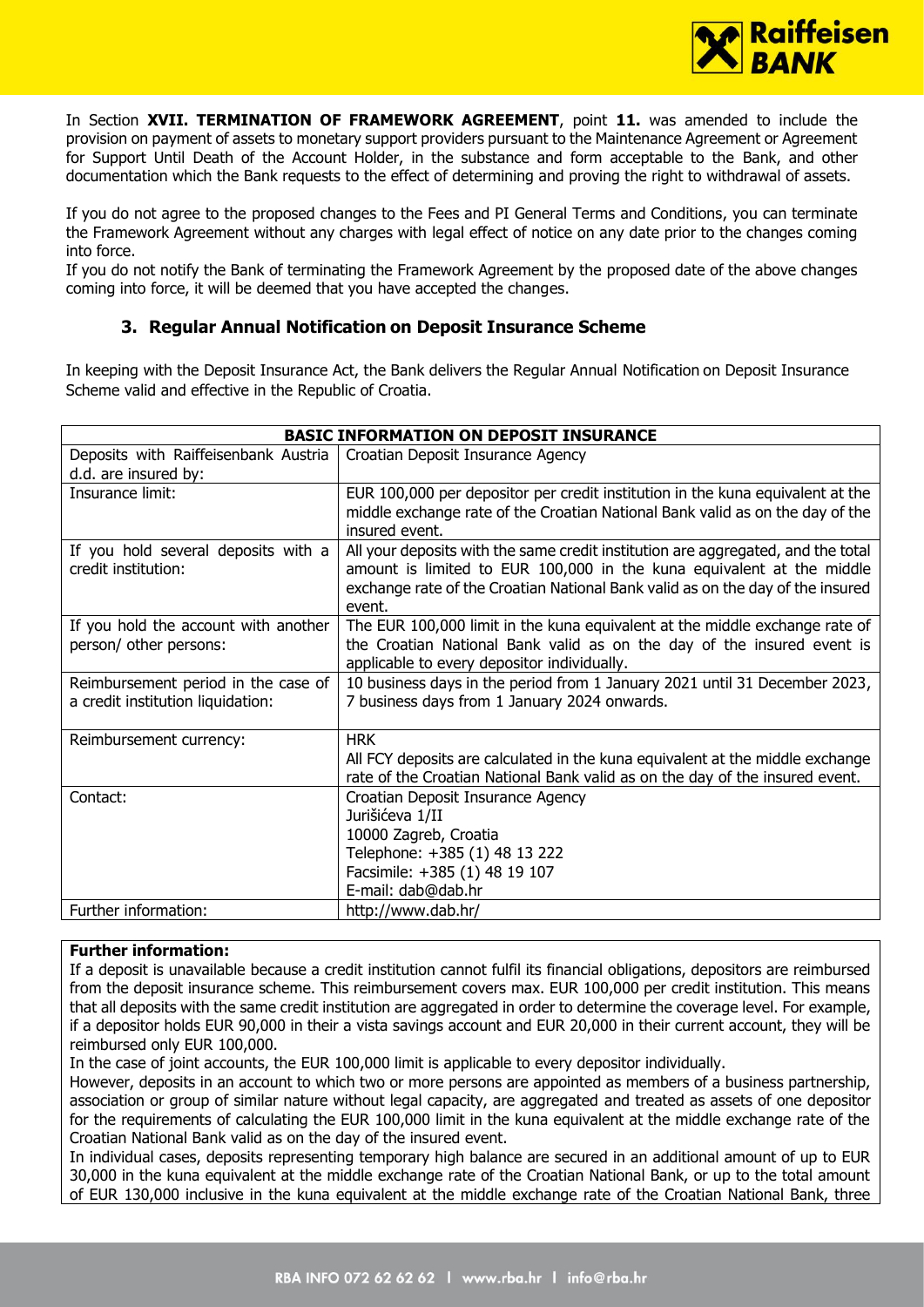In Section **XVII. TERMINATION OF FRAMEWORK AGREEMENT**, point **11.** was amended to include the provision on payment of assets to monetary support providers pursuant to the Maintenance Agreement or Agreement for Support Until Death of the Account Holder, in the substance and form acceptable to the Bank, and other documentation which the Bank requests to the effect of determining and proving the right to withdrawal of assets.

If you do not agree to the proposed changes to the Fees and PI General Terms and Conditions, you can terminate the Framework Agreement without any charges with legal effect of notice on any date prior to the changes coming into force.

If you do not notify the Bank of terminating the Framework Agreement by the proposed date of the above changes coming into force, it will be deemed that you have accepted the changes.

## 3. Regular Annual Notification on Deposit Insurance Scheme

In keeping with the Deposit Insurance Act, the Bank delivers the Regular Annual Notification on Deposit Insurance Scheme valid and effective in the Republic of Croatia.

| **BASIC INFORMATION ON DEPOSIT INSURANCE** | |
|---|---|
| Deposits with Raiffeisenbank Austria d.d. are insured by: | Croatian Deposit Insurance Agency |
| Insurance limit: | EUR 100,000 per depositor per credit institution in the kuna equivalent at the middle exchange rate of the Croatian National Bank valid as on the day of the insured event. |
| If you hold several deposits with a credit institution: | All your deposits with the same credit institution are aggregated, and the total amount is limited to EUR 100,000 in the kuna equivalent at the middle exchange rate of the Croatian National Bank valid as on the day of the insured event. |
| If you hold the account with another person/ other persons: | The EUR 100,000 limit in the kuna equivalent at the middle exchange rate of the Croatian National Bank valid as on the day of the insured event is applicable to every depositor individually. |
| Reimbursement period in the case of a credit institution liquidation: | 10 business days in the period from 1 January 2021 until 31 December 2023, 7 business days from 1 January 2024 onwards. |
| Reimbursement currency: | HRK<br>All FCY deposits are calculated in the kuna equivalent at the middle exchange rate of the Croatian National Bank valid as on the day of the insured event. |
| Contact: | Croatian Deposit Insurance Agency<br>Jurišićeva 1/II<br>10000 Zagreb, Croatia<br>Telephone: +385 (1) 48 13 222<br>Facsimile: +385 (1) 48 19 107<br>E-mail: dab@dab.hr |
| Further information: | http://www.dab.hr/ |

**Further information:**

If a deposit is unavailable because a credit institution cannot fulfil its financial obligations, depositors are reimbursed from the deposit insurance scheme. This reimbursement covers max. EUR 100,000 per credit institution. This means that all deposits with the same credit institution are aggregated in order to determine the coverage level. For example, if a depositor holds EUR 90,000 in their a vista savings account and EUR 20,000 in their current account, they will be reimbursed only EUR 100,000.

In the case of joint accounts, the EUR 100,000 limit is applicable to every depositor individually.

However, deposits in an account to which two or more persons are appointed as members of a business partnership, association or group of similar nature without legal capacity, are aggregated and treated as assets of one depositor for the requirements of calculating the EUR 100,000 limit in the kuna equivalent at the middle exchange rate of the Croatian National Bank valid as on the day of the insured event.

In individual cases, deposits representing temporary high balance are secured in an additional amount of up to EUR 30,000 in the kuna equivalent at the middle exchange rate of the Croatian National Bank, or up to the total amount of EUR 130,000 inclusive in the kuna equivalent at the middle exchange rate of the Croatian National Bank, three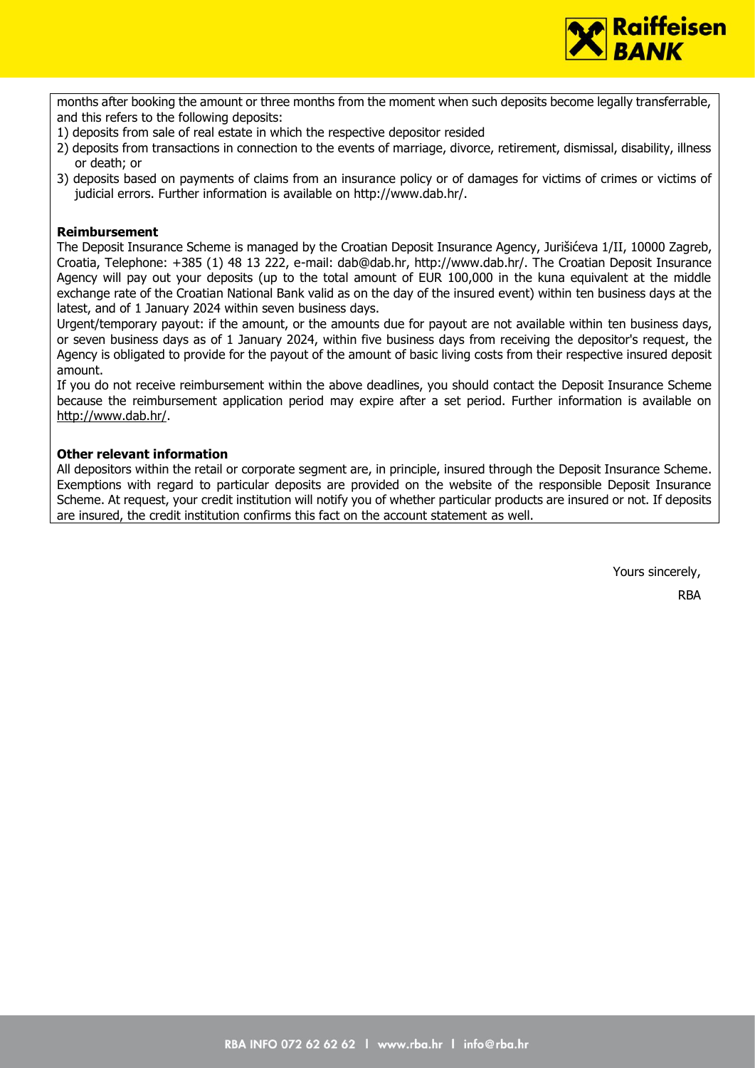months after booking the amount or three months from the moment when such deposits become legally transferrable, and this refers to the following deposits:

1) deposits from sale of real estate in which the respective depositor resided
2) deposits from transactions in connection to the events of marriage, divorce, retirement, dismissal, disability, illness or death; or
3) deposits based on payments of claims from an insurance policy or of damages for victims of crimes or victims of judicial errors. Further information is available on http://www.dab.hr/.

**Reimbursement**

The Deposit Insurance Scheme is managed by the Croatian Deposit Insurance Agency, Jurišićeva 1/II, 10000 Zagreb, Croatia, Telephone: +385 (1) 48 13 222, e-mail: dab@dab.hr, http://www.dab.hr/. The Croatian Deposit Insurance Agency will pay out your deposits (up to the total amount of EUR 100,000 in the kuna equivalent at the middle exchange rate of the Croatian National Bank valid as on the day of the insured event) within ten business days at the latest, and of 1 January 2024 within seven business days.

Urgent/temporary payout: if the amount, or the amounts due for payout are not available within ten business days, or seven business days as of 1 January 2024, within five business days from receiving the depositor's request, the Agency is obligated to provide for the payout of the amount of basic living costs from their respective insured deposit amount.

If you do not receive reimbursement within the above deadlines, you should contact the Deposit Insurance Scheme because the reimbursement application period may expire after a set period. Further information is available on http://www.dab.hr/.

**Other relevant information**

All depositors within the retail or corporate segment are, in principle, insured through the Deposit Insurance Scheme. Exemptions with regard to particular deposits are provided on the website of the responsible Deposit Insurance Scheme. At request, your credit institution will notify you of whether particular products are insured or not. If deposits are insured, the credit institution confirms this fact on the account statement as well.

Yours sincerely,

RBA